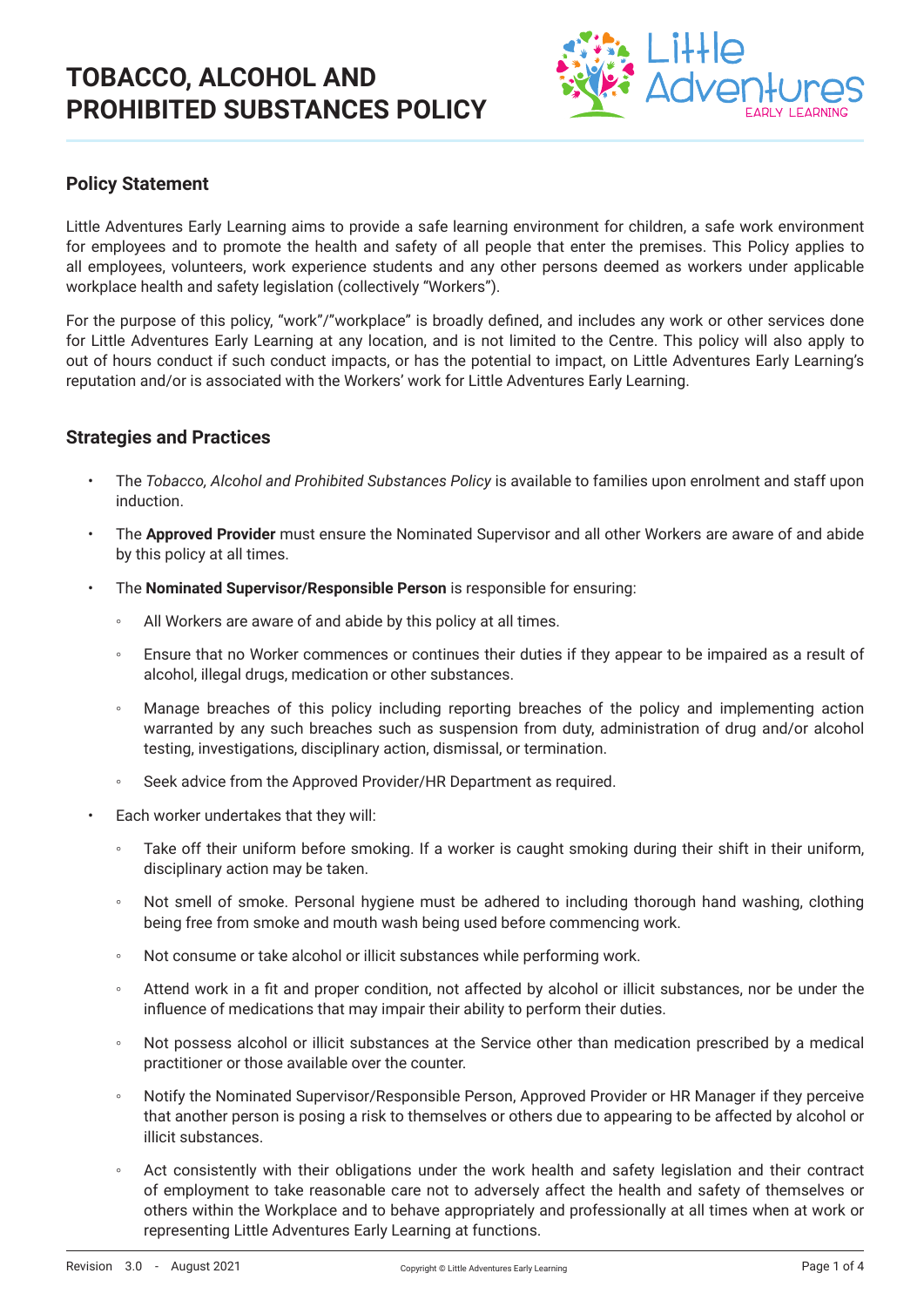# TOBACCO, ALCOHOL AND PROHIBITED SUBSTANCES POLICY

## Policy Statement

Little Adventures Early Learning aims to provide a safe learning environment for children, a safe work environment for employees and to promote the health and safety of all people that enter the premises. This Policy applies to all employees, volunteers, work experience students and any other persons deemed as workers under applicable workplace health and safety legislation (collectively "Workers").

For the purpose of this policy, "work"/"workplace" is broadly defined, and includes any work or other services done for Little Adventures Early Learning at any location, and is not limited to the Centre. This policy will also apply to out of hours conduct if such conduct impacts, or has the potential to impact, on Little Adventures Early Learning's reputation and/or is associated with the Workers' work for Little Adventures Early Learning.

## Strategies and Practices

- The *Tobacco, Alcohol and Prohibited Substances Policy* is available to families upon enrolment and staff upon induction.
- The **Approved Provider** must ensure the Nominated Supervisor and all other Workers are aware of and abide by this policy at all times.
- The **Nominated Supervisor/Responsible Person** is responsible for ensuring:
  - All Workers are aware of and abide by this policy at all times.
  - Ensure that no Worker commences or continues their duties if they appear to be impaired as a result of alcohol, illegal drugs, medication or other substances.
  - Manage breaches of this policy including reporting breaches of the policy and implementing action warranted by any such breaches such as suspension from duty, administration of drug and/or alcohol testing, investigations, disciplinary action, dismissal, or termination.
  - Seek advice from the Approved Provider/HR Department as required.
- Each worker undertakes that they will:
  - Take off their uniform before smoking. If a worker is caught smoking during their shift in their uniform, disciplinary action may be taken.
  - Not smell of smoke. Personal hygiene must be adhered to including thorough hand washing, clothing being free from smoke and mouth wash being used before commencing work.
  - Not consume or take alcohol or illicit substances while performing work.
  - Attend work in a fit and proper condition, not affected by alcohol or illicit substances, nor be under the influence of medications that may impair their ability to perform their duties.
  - Not possess alcohol or illicit substances at the Service other than medication prescribed by a medical practitioner or those available over the counter.
  - Notify the Nominated Supervisor/Responsible Person, Approved Provider or HR Manager if they perceive that another person is posing a risk to themselves or others due to appearing to be affected by alcohol or illicit substances.
  - Act consistently with their obligations under the work health and safety legislation and their contract of employment to take reasonable care not to adversely affect the health and safety of themselves or others within the Workplace and to behave appropriately and professionally at all times when at work or representing Little Adventures Early Learning at functions.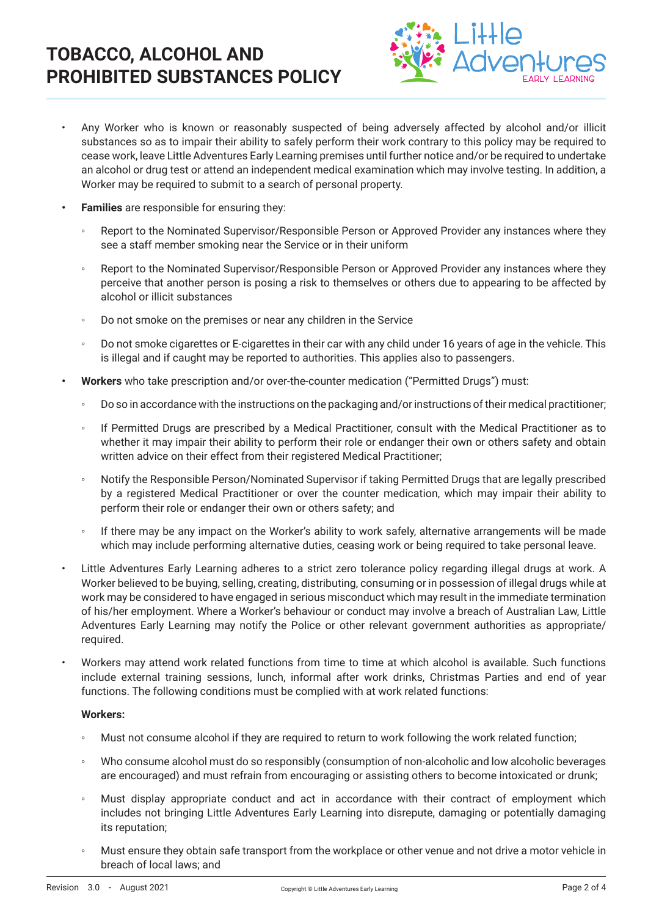- Any Worker who is known or reasonably suspected of being adversely affected by alcohol and/or illicit substances so as to impair their ability to safely perform their work contrary to this policy may be required to cease work, leave Little Adventures Early Learning premises until further notice and/or be required to undertake an alcohol or drug test or attend an independent medical examination which may involve testing. In addition, a Worker may be required to submit to a search of personal property.
- **Families** are responsible for ensuring they:
    - Report to the Nominated Supervisor/Responsible Person or Approved Provider any instances where they see a staff member smoking near the Service or in their uniform
    - Report to the Nominated Supervisor/Responsible Person or Approved Provider any instances where they perceive that another person is posing a risk to themselves or others due to appearing to be affected by alcohol or illicit substances
    - Do not smoke on the premises or near any children in the Service
    - Do not smoke cigarettes or E-cigarettes in their car with any child under 16 years of age in the vehicle. This is illegal and if caught may be reported to authorities. This applies also to passengers.
- **Workers** who take prescription and/or over-the-counter medication ("Permitted Drugs") must:
    - Do so in accordance with the instructions on the packaging and/or instructions of their medical practitioner;
    - If Permitted Drugs are prescribed by a Medical Practitioner, consult with the Medical Practitioner as to whether it may impair their ability to perform their role or endanger their own or others safety and obtain written advice on their effect from their registered Medical Practitioner;
    - Notify the Responsible Person/Nominated Supervisor if taking Permitted Drugs that are legally prescribed by a registered Medical Practitioner or over the counter medication, which may impair their ability to perform their role or endanger their own or others safety; and
    - If there may be any impact on the Worker's ability to work safely, alternative arrangements will be made which may include performing alternative duties, ceasing work or being required to take personal leave.
- Little Adventures Early Learning adheres to a strict zero tolerance policy regarding illegal drugs at work. A Worker believed to be buying, selling, creating, distributing, consuming or in possession of illegal drugs while at work may be considered to have engaged in serious misconduct which may result in the immediate termination of his/her employment. Where a Worker's behaviour or conduct may involve a breach of Australian Law, Little Adventures Early Learning may notify the Police or other relevant government authorities as appropriate/ required.
- Workers may attend work related functions from time to time at which alcohol is available. Such functions include external training sessions, lunch, informal after work drinks, Christmas Parties and end of year functions. The following conditions must be complied with at work related functions:

  **Workers:**

    - Must not consume alcohol if they are required to return to work following the work related function;
    - Who consume alcohol must do so responsibly (consumption of non-alcoholic and low alcoholic beverages are encouraged) and must refrain from encouraging or assisting others to become intoxicated or drunk;
    - Must display appropriate conduct and act in accordance with their contract of employment which includes not bringing Little Adventures Early Learning into disrepute, damaging or potentially damaging its reputation;
    - Must ensure they obtain safe transport from the workplace or other venue and not drive a motor vehicle in breach of local laws; and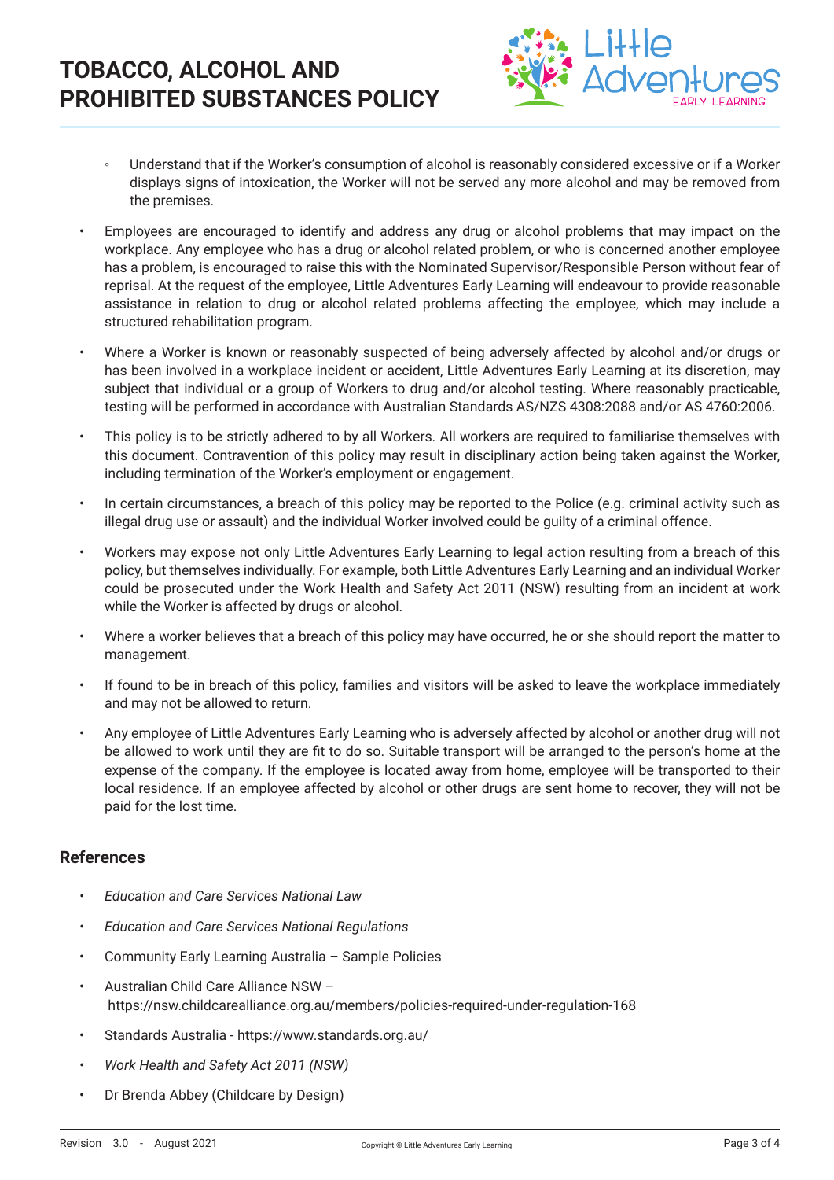- Understand that if the Worker's consumption of alcohol is reasonably considered excessive or if a Worker displays signs of intoxication, the Worker will not be served any more alcohol and may be removed from the premises.

- Employees are encouraged to identify and address any drug or alcohol problems that may impact on the workplace. Any employee who has a drug or alcohol related problem, or who is concerned another employee has a problem, is encouraged to raise this with the Nominated Supervisor/Responsible Person without fear of reprisal. At the request of the employee, Little Adventures Early Learning will endeavour to provide reasonable assistance in relation to drug or alcohol related problems affecting the employee, which may include a structured rehabilitation program.

- Where a Worker is known or reasonably suspected of being adversely affected by alcohol and/or drugs or has been involved in a workplace incident or accident, Little Adventures Early Learning at its discretion, may subject that individual or a group of Workers to drug and/or alcohol testing. Where reasonably practicable, testing will be performed in accordance with Australian Standards AS/NZS 4308:2088 and/or AS 4760:2006.

- This policy is to be strictly adhered to by all Workers. All workers are required to familiarise themselves with this document. Contravention of this policy may result in disciplinary action being taken against the Worker, including termination of the Worker's employment or engagement.

- In certain circumstances, a breach of this policy may be reported to the Police (e.g. criminal activity such as illegal drug use or assault) and the individual Worker involved could be guilty of a criminal offence.

- Workers may expose not only Little Adventures Early Learning to legal action resulting from a breach of this policy, but themselves individually. For example, both Little Adventures Early Learning and an individual Worker could be prosecuted under the Work Health and Safety Act 2011 (NSW) resulting from an incident at work while the Worker is affected by drugs or alcohol.

- Where a worker believes that a breach of this policy may have occurred, he or she should report the matter to management.

- If found to be in breach of this policy, families and visitors will be asked to leave the workplace immediately and may not be allowed to return.

- Any employee of Little Adventures Early Learning who is adversely affected by alcohol or another drug will not be allowed to work until they are fit to do so. Suitable transport will be arranged to the person's home at the expense of the company. If the employee is located away from home, employee will be transported to their local residence. If an employee affected by alcohol or other drugs are sent home to recover, they will not be paid for the lost time.

## References

- *Education and Care Services National Law*
- *Education and Care Services National Regulations*
- Community Early Learning Australia – Sample Policies
- Australian Child Care Alliance NSW – https://nsw.childcarealliance.org.au/members/policies-required-under-regulation-168
- Standards Australia - https://www.standards.org.au/
- *Work Health and Safety Act 2011 (NSW)*
- Dr Brenda Abbey (Childcare by Design)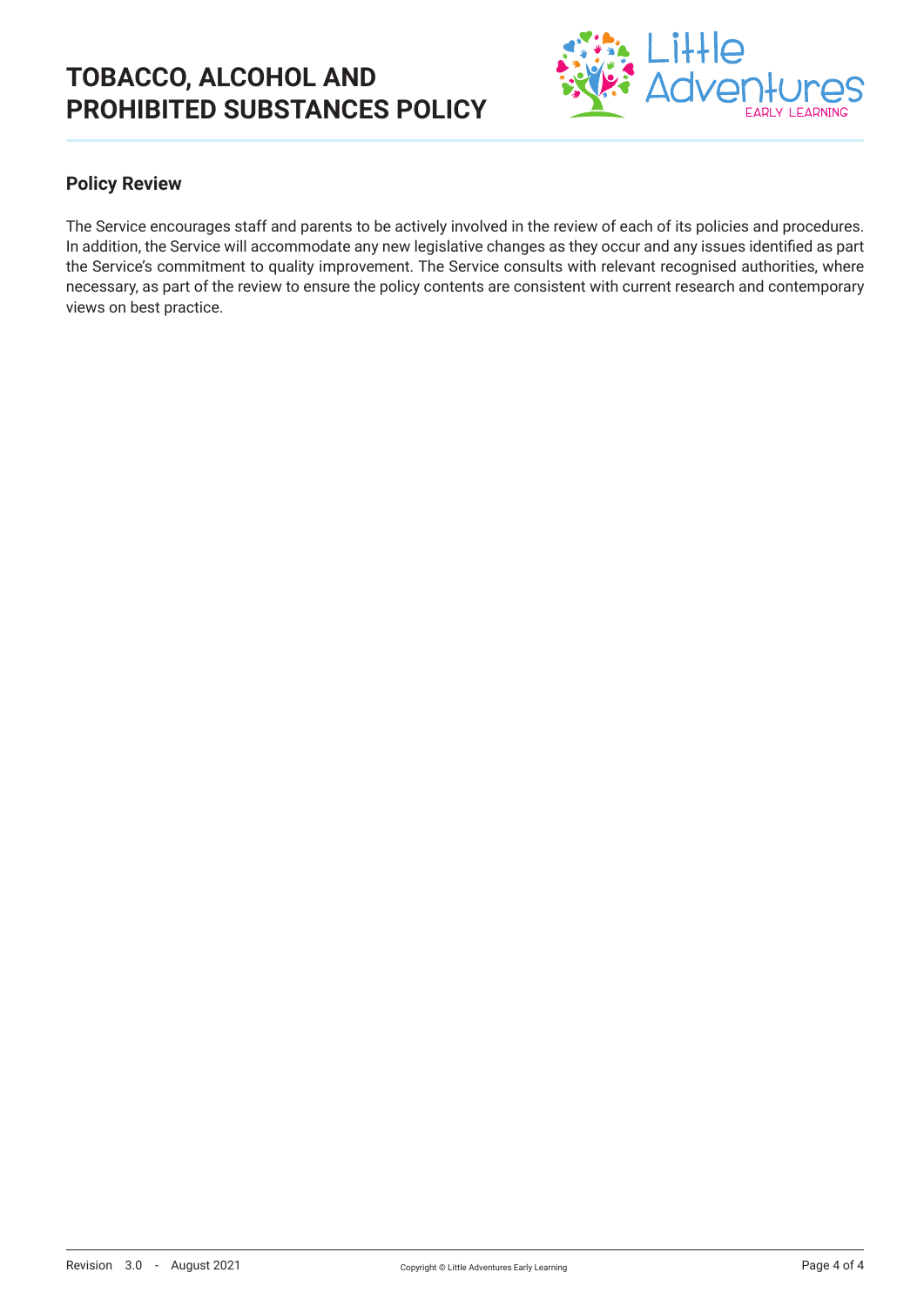## Policy Review

The Service encourages staff and parents to be actively involved in the review of each of its policies and procedures. In addition, the Service will accommodate any new legislative changes as they occur and any issues identified as part the Service's commitment to quality improvement. The Service consults with relevant recognised authorities, where necessary, as part of the review to ensure the policy contents are consistent with current research and contemporary views on best practice.